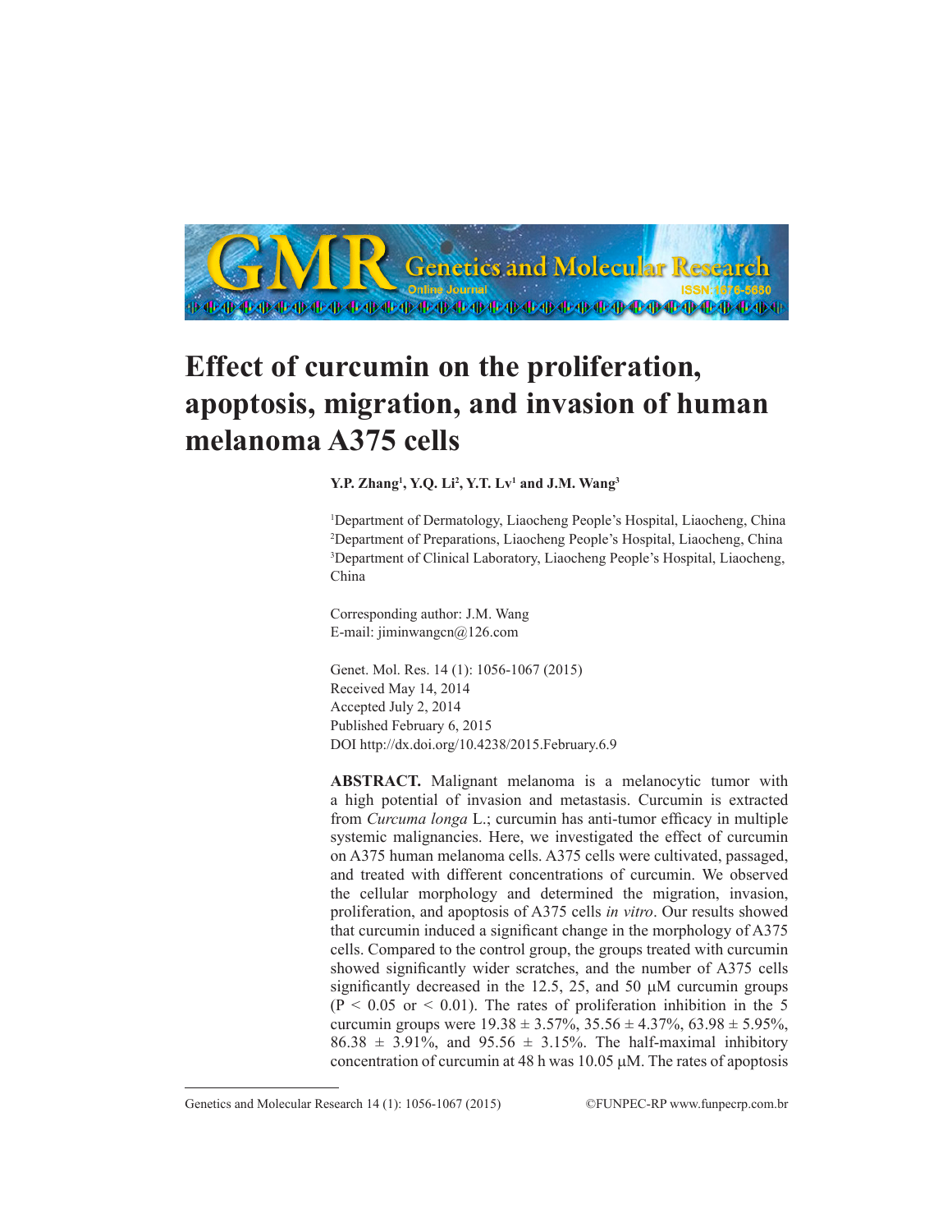# Effect of curcumin on the proliferation, apoptosis, migration, and invasion of human melanoma A375 cells

**Y.P. Zhang[1], Y.Q. Li[2], Y.T. Lv[1] and J.M. Wang[3]**

[1]Department of Dermatology, Liaocheng People's Hospital, Liaocheng, China
[2]Department of Preparations, Liaocheng People's Hospital, Liaocheng, China
[3]Department of Clinical Laboratory, Liaocheng People's Hospital, Liaocheng, China

Corresponding author: J.M. Wang
E-mail: jiminwangcn@126.com

Genet. Mol. Res. 14 (1): 1056-1067 (2015)
Received May 14, 2014
Accepted July 2, 2014
Published February 6, 2015
DOI http://dx.doi.org/10.4238/2015.February.6.9

**ABSTRACT.** Malignant melanoma is a melanocytic tumor with a high potential of invasion and metastasis. Curcumin is extracted from *Curcuma longa* L.; curcumin has anti-tumor efficacy in multiple systemic malignancies. Here, we investigated the effect of curcumin on A375 human melanoma cells. A375 cells were cultivated, passaged, and treated with different concentrations of curcumin. We observed the cellular morphology and determined the migration, invasion, proliferation, and apoptosis of A375 cells *in vitro*. Our results showed that curcumin induced a significant change in the morphology of A375 cells. Compared to the control group, the groups treated with curcumin showed significantly wider scratches, and the number of A375 cells significantly decreased in the 12.5, 25, and 50 μM curcumin groups ($P < 0.05$ or $< 0.01$). The rates of proliferation inhibition in the 5 curcumin groups were 19.38 ± 3.57%, 35.56 ± 4.37%, 63.98 ± 5.95%, 86.38 ± 3.91%, and 95.56 ± 3.15%. The half-maximal inhibitory concentration of curcumin at 48 h was 10.05 μM. The rates of apoptosis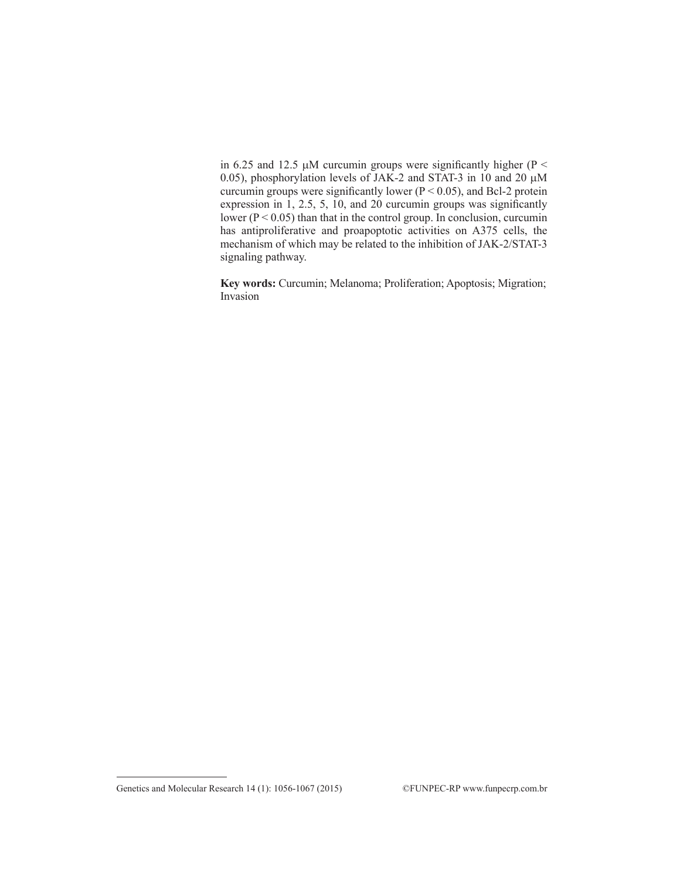in 6.25 and 12.5 μM curcumin groups were significantly higher ($P < 0.05$), phosphorylation levels of JAK-2 and STAT-3 in 10 and 20 μM curcumin groups were significantly lower ($P < 0.05$), and Bcl-2 protein expression in 1, 2.5, 5, 10, and 20 curcumin groups was significantly lower ($P < 0.05$) than that in the control group. In conclusion, curcumin has antiproliferative and proapoptotic activities on A375 cells, the mechanism of which may be related to the inhibition of JAK-2/STAT-3 signaling pathway.

**Key words:** Curcumin; Melanoma; Proliferation; Apoptosis; Migration; Invasion